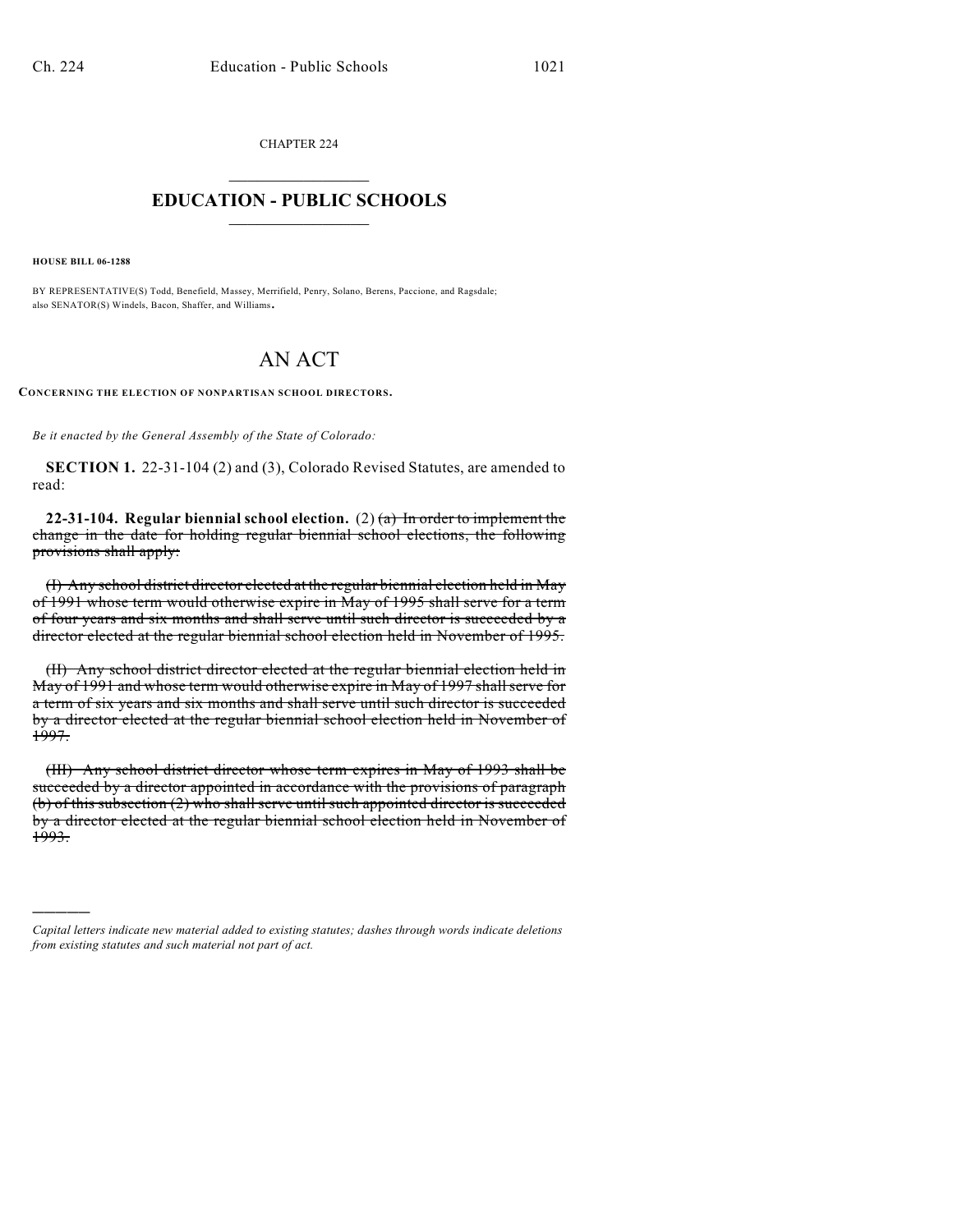CHAPTER 224

# EDUCATION - PUBLIC SCHOOLS

**HOUSE BILL 06-1288**

BY REPRESENTATIVE(S) Todd, Benefield, Massey, Merrifield, Penry, Solano, Berens, Paccione, and Ragsdale; also SENATOR(S) Windels, Bacon, Shaffer, and Williams.

# AN ACT

**CONCERNING THE ELECTION OF NONPARTISAN SCHOOL DIRECTORS.**

*Be it enacted by the General Assembly of the State of Colorado:*

**SECTION 1.** 22-31-104 (2) and (3), Colorado Revised Statutes, are amended to read:

**22-31-104. Regular biennial school election.** (2) ~~(a) In order to implement the change in the date for holding regular biennial school elections, the following provisions shall apply:~~

~~(I) Any school district director elected at the regular biennial election held in May of 1991 whose term would otherwise expire in May of 1995 shall serve for a term of four years and six months and shall serve until such director is succeeded by a director elected at the regular biennial school election held in November of 1995.~~

~~(II) Any school district director elected at the regular biennial election held in May of 1991 and whose term would otherwise expire in May of 1997 shall serve for a term of six years and six months and shall serve until such director is succeeded by a director elected at the regular biennial school election held in November of 1997.~~

~~(III) Any school district director whose term expires in May of 1993 shall be succeeded by a director appointed in accordance with the provisions of paragraph (b) of this subsection (2) who shall serve until such appointed director is succeeded by a director elected at the regular biennial school election held in November of 1993.~~

---

*Capital letters indicate new material added to existing statutes; dashes through words indicate deletions from existing statutes and such material not part of act.*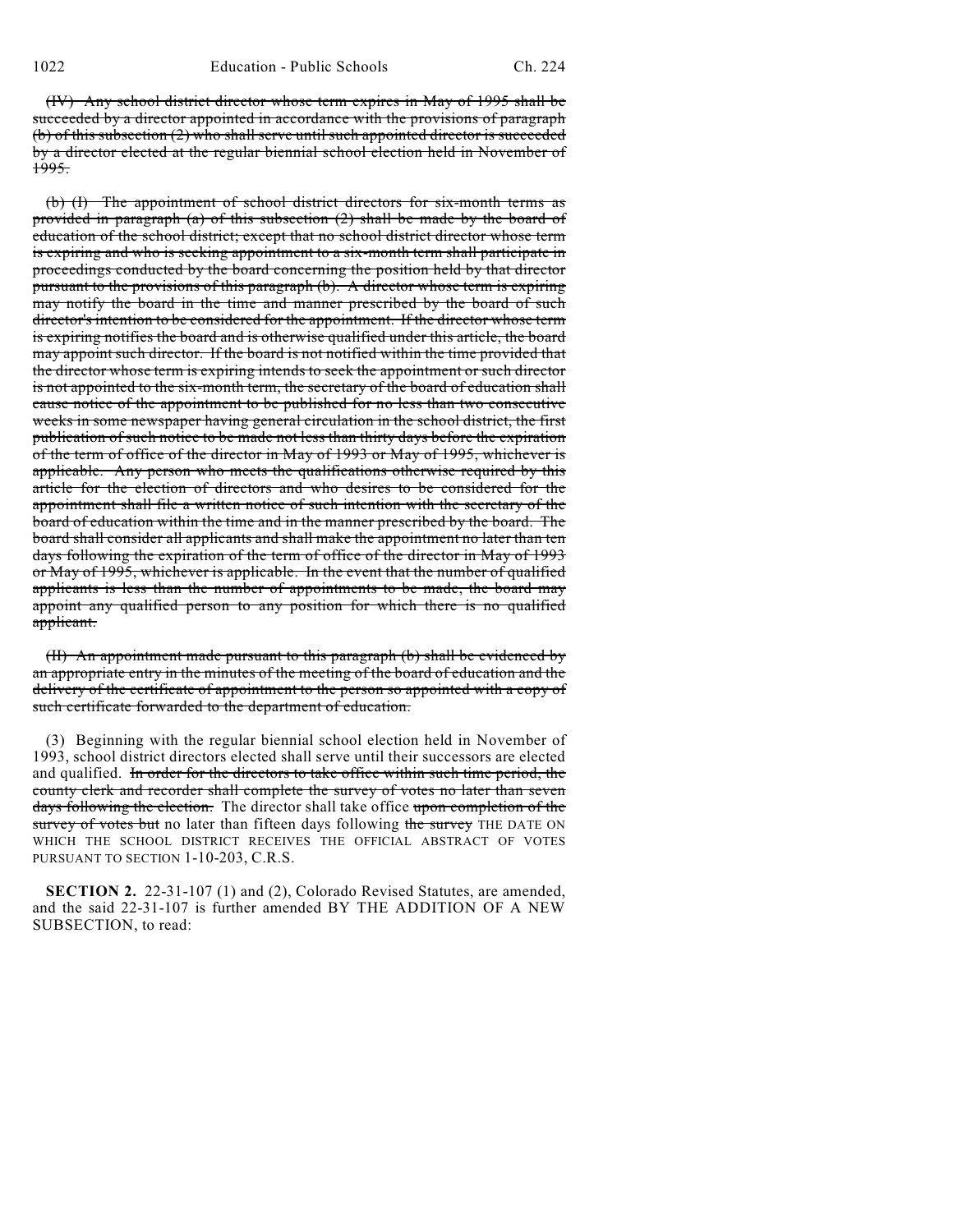~~(IV) Any school district director whose term expires in May of 1995 shall be succeeded by a director appointed in accordance with the provisions of paragraph (b) of this subsection (2) who shall serve until such appointed director is succeeded by a director elected at the regular biennial school election held in November of 1995.~~

~~(b) (I) The appointment of school district directors for six-month terms as provided in paragraph (a) of this subsection (2) shall be made by the board of education of the school district; except that no school district director whose term is expiring and who is seeking appointment to a six-month term shall participate in proceedings conducted by the board concerning the position held by that director pursuant to the provisions of this paragraph (b). A director whose term is expiring may notify the board in the time and manner prescribed by the board of such director's intention to be considered for the appointment. If the director whose term is expiring notifies the board and is otherwise qualified under this article, the board may appoint such director. If the board is not notified within the time provided that the director whose term is expiring intends to seek the appointment or such director is not appointed to the six-month term, the secretary of the board of education shall cause notice of the appointment to be published for no less than two consecutive weeks in some newspaper having general circulation in the school district, the first publication of such notice to be made not less than thirty days before the expiration of the term of office of the director in May of 1993 or May of 1995, whichever is applicable. Any person who meets the qualifications otherwise required by this article for the election of directors and who desires to be considered for the appointment shall file a written notice of such intention with the secretary of the board of education within the time and in the manner prescribed by the board. The board shall consider all applicants and shall make the appointment no later than ten days following the expiration of the term of office of the director in May of 1993 or May of 1995, whichever is applicable. In the event that the number of qualified applicants is less than the number of appointments to be made, the board may appoint any qualified person to any position for which there is no qualified applicant.~~

~~(II) An appointment made pursuant to this paragraph (b) shall be evidenced by an appropriate entry in the minutes of the meeting of the board of education and the delivery of the certificate of appointment to the person so appointed with a copy of such certificate forwarded to the department of education.~~

(3) Beginning with the regular biennial school election held in November of 1993, school district directors elected shall serve until their successors are elected and qualified. ~~In order for the directors to take office within such time period, the county clerk and recorder shall complete the survey of votes no later than seven days following the election.~~ The director shall take office ~~upon completion of the survey of votes but~~ no later than fifteen days following ~~the survey~~ THE DATE ON WHICH THE SCHOOL DISTRICT RECEIVES THE OFFICIAL ABSTRACT OF VOTES PURSUANT TO SECTION 1-10-203, C.R.S.

**SECTION 2.** 22-31-107 (1) and (2), Colorado Revised Statutes, are amended, and the said 22-31-107 is further amended BY THE ADDITION OF A NEW SUBSECTION, to read: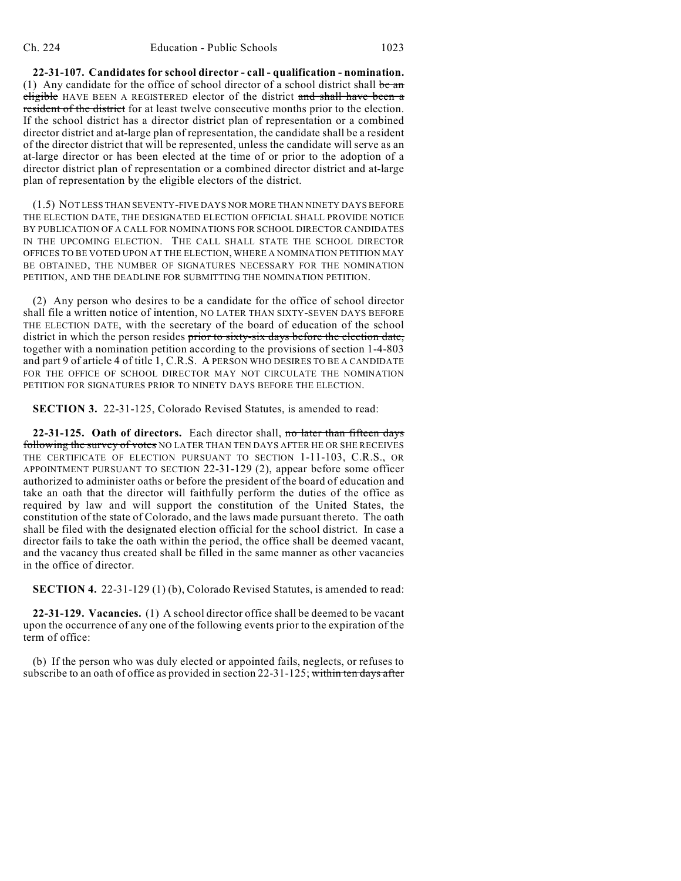**22-31-107. Candidates for school director - call - qualification - nomination.** (1) Any candidate for the office of school director of a school district shall ~~be an eligible~~ HAVE BEEN A REGISTERED elector of the district ~~and shall have been a resident of the district~~ for at least twelve consecutive months prior to the election. If the school district has a director district plan of representation or a combined director district and at-large plan of representation, the candidate shall be a resident of the director district that will be represented, unless the candidate will serve as an at-large director or has been elected at the time of or prior to the adoption of a director district plan of representation or a combined director district and at-large plan of representation by the eligible electors of the district.

(1.5) NOT LESS THAN SEVENTY-FIVE DAYS NOR MORE THAN NINETY DAYS BEFORE THE ELECTION DATE, THE DESIGNATED ELECTION OFFICIAL SHALL PROVIDE NOTICE BY PUBLICATION OF A CALL FOR NOMINATIONS FOR SCHOOL DIRECTOR CANDIDATES IN THE UPCOMING ELECTION. THE CALL SHALL STATE THE SCHOOL DIRECTOR OFFICES TO BE VOTED UPON AT THE ELECTION, WHERE A NOMINATION PETITION MAY BE OBTAINED, THE NUMBER OF SIGNATURES NECESSARY FOR THE NOMINATION PETITION, AND THE DEADLINE FOR SUBMITTING THE NOMINATION PETITION.

(2) Any person who desires to be a candidate for the office of school director shall file a written notice of intention, NO LATER THAN SIXTY-SEVEN DAYS BEFORE THE ELECTION DATE, with the secretary of the board of education of the school district in which the person resides ~~prior to sixty-six days before the election date,~~ together with a nomination petition according to the provisions of section 1-4-803 and part 9 of article 4 of title 1, C.R.S. A PERSON WHO DESIRES TO BE A CANDIDATE FOR THE OFFICE OF SCHOOL DIRECTOR MAY NOT CIRCULATE THE NOMINATION PETITION FOR SIGNATURES PRIOR TO NINETY DAYS BEFORE THE ELECTION.

**SECTION 3.** 22-31-125, Colorado Revised Statutes, is amended to read:

**22-31-125. Oath of directors.** Each director shall, ~~no later than fifteen days following the survey of votes~~ NO LATER THAN TEN DAYS AFTER HE OR SHE RECEIVES THE CERTIFICATE OF ELECTION PURSUANT TO SECTION 1-11-103, C.R.S., OR APPOINTMENT PURSUANT TO SECTION 22-31-129 (2), appear before some officer authorized to administer oaths or before the president of the board of education and take an oath that the director will faithfully perform the duties of the office as required by law and will support the constitution of the United States, the constitution of the state of Colorado, and the laws made pursuant thereto. The oath shall be filed with the designated election official for the school district. In case a director fails to take the oath within the period, the office shall be deemed vacant, and the vacancy thus created shall be filled in the same manner as other vacancies in the office of director.

**SECTION 4.** 22-31-129 (1) (b), Colorado Revised Statutes, is amended to read:

**22-31-129. Vacancies.** (1) A school director office shall be deemed to be vacant upon the occurrence of any one of the following events prior to the expiration of the term of office:

(b) If the person who was duly elected or appointed fails, neglects, or refuses to subscribe to an oath of office as provided in section 22-31-125; ~~within ten days after~~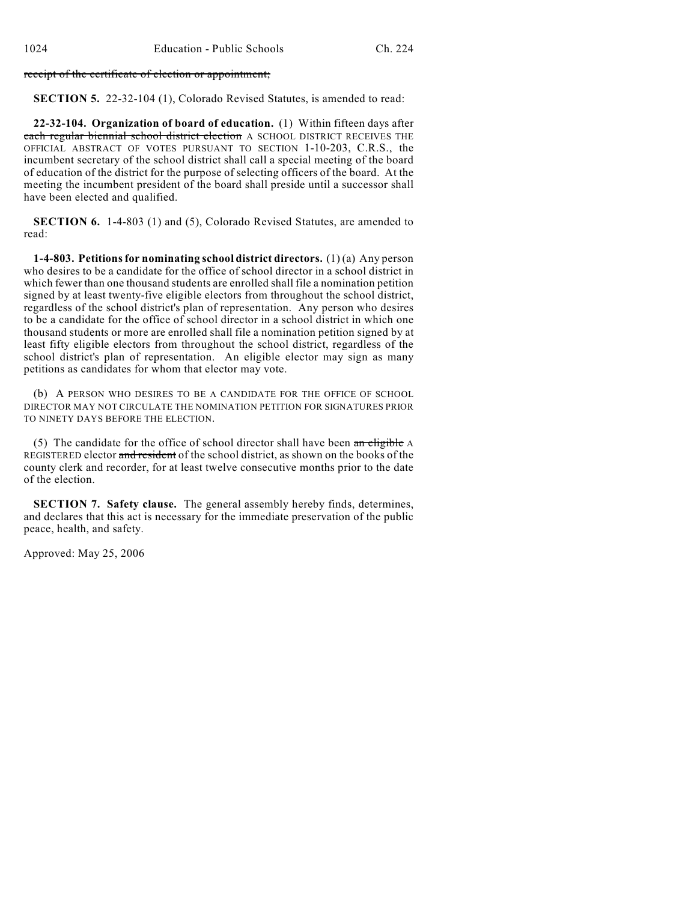~~receipt of the certificate of election or appointment;~~

**SECTION 5.** 22-32-104 (1), Colorado Revised Statutes, is amended to read:

**22-32-104. Organization of board of education.** (1) Within fifteen days after ~~each regular biennial school district election~~ A SCHOOL DISTRICT RECEIVES THE OFFICIAL ABSTRACT OF VOTES PURSUANT TO SECTION 1-10-203, C.R.S., the incumbent secretary of the school district shall call a special meeting of the board of education of the district for the purpose of selecting officers of the board. At the meeting the incumbent president of the board shall preside until a successor shall have been elected and qualified.

**SECTION 6.** 1-4-803 (1) and (5), Colorado Revised Statutes, are amended to read:

**1-4-803. Petitions for nominating school district directors.** (1) (a) Any person who desires to be a candidate for the office of school director in a school district in which fewer than one thousand students are enrolled shall file a nomination petition signed by at least twenty-five eligible electors from throughout the school district, regardless of the school district's plan of representation. Any person who desires to be a candidate for the office of school director in a school district in which one thousand students or more are enrolled shall file a nomination petition signed by at least fifty eligible electors from throughout the school district, regardless of the school district's plan of representation. An eligible elector may sign as many petitions as candidates for whom that elector may vote.

(b) A PERSON WHO DESIRES TO BE A CANDIDATE FOR THE OFFICE OF SCHOOL DIRECTOR MAY NOT CIRCULATE THE NOMINATION PETITION FOR SIGNATURES PRIOR TO NINETY DAYS BEFORE THE ELECTION.

(5) The candidate for the office of school director shall have been ~~an eligible~~ A REGISTERED elector ~~and resident~~ of the school district, as shown on the books of the county clerk and recorder, for at least twelve consecutive months prior to the date of the election.

**SECTION 7. Safety clause.** The general assembly hereby finds, determines, and declares that this act is necessary for the immediate preservation of the public peace, health, and safety.

Approved: May 25, 2006